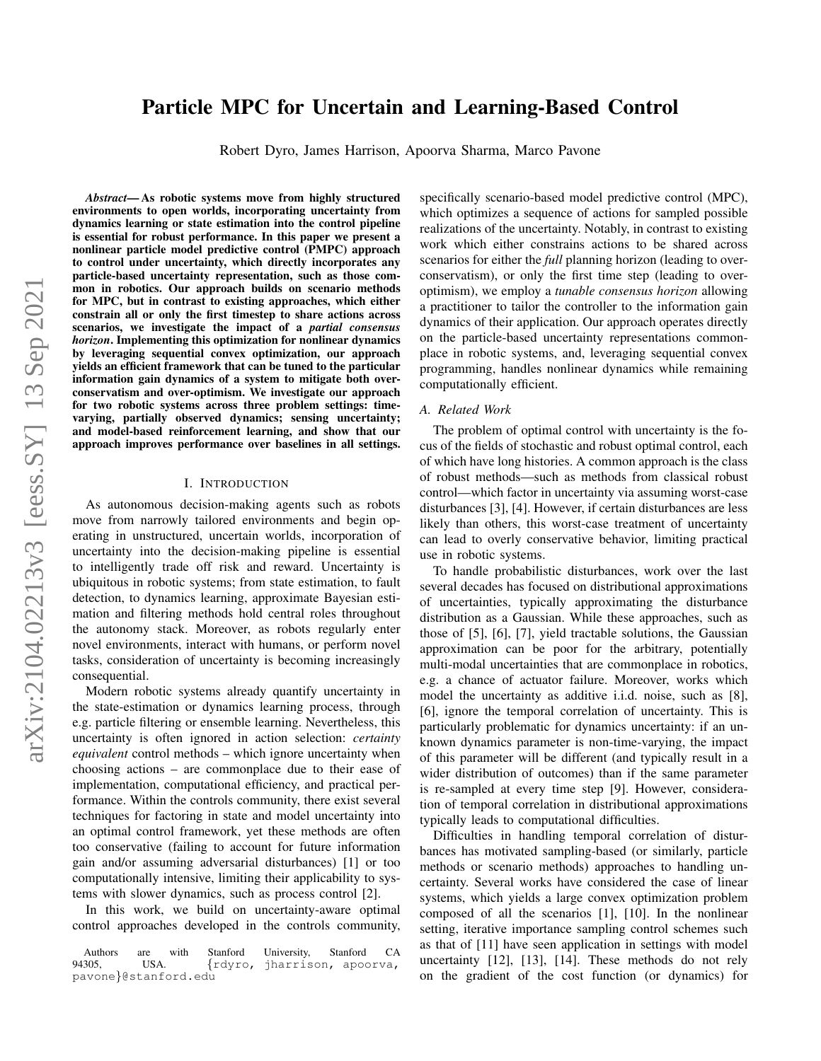# Particle MPC for Uncertain and Learning-Based Control

Robert Dyro, James Harrison, Apoorva Sharma, Marco Pavone

***Abstract*— As robotic systems move from highly structured environments to open worlds, incorporating uncertainty from dynamics learning or state estimation into the control pipeline is essential for robust performance. In this paper we present a nonlinear particle model predictive control (PMPC) approach to control under uncertainty, which directly incorporates any particle-based uncertainty representation, such as those common in robotics. Our approach builds on scenario methods for MPC, but in contrast to existing approaches, which either constrain all or only the first timestep to share actions across scenarios, we investigate the impact of a *partial consensus horizon*. Implementing this optimization for nonlinear dynamics by leveraging sequential convex optimization, our approach yields an efficient framework that can be tuned to the particular information gain dynamics of a system to mitigate both over-conservatism and over-optimism. We investigate our approach for two robotic systems across three problem settings: time-varying, partially observed dynamics; sensing uncertainty; and model-based reinforcement learning, and show that our approach improves performance over baselines in all settings.**

## I. Introduction

As autonomous decision-making agents such as robots move from narrowly tailored environments and begin operating in unstructured, uncertain worlds, incorporation of uncertainty into the decision-making pipeline is essential to intelligently trade off risk and reward. Uncertainty is ubiquitous in robotic systems; from state estimation, to fault detection, to dynamics learning, approximate Bayesian estimation and filtering methods hold central roles throughout the autonomy stack. Moreover, as robots regularly enter novel environments, interact with humans, or perform novel tasks, consideration of uncertainty is becoming increasingly consequential.

Modern robotic systems already quantify uncertainty in the state-estimation or dynamics learning process, through e.g. particle filtering or ensemble learning. Nevertheless, this uncertainty is often ignored in action selection: *certainty equivalent* control methods – which ignore uncertainty when choosing actions – are commonplace due to their ease of implementation, computational efficiency, and practical performance. Within the controls community, there exist several techniques for factoring in state and model uncertainty into an optimal control framework, yet these methods are often too conservative (failing to account for future information gain and/or assuming adversarial disturbances) [1] or too computationally intensive, limiting their applicability to systems with slower dynamics, such as process control [2].

In this work, we build on uncertainty-aware optimal control approaches developed in the controls community, specifically scenario-based model predictive control (MPC), which optimizes a sequence of actions for sampled possible realizations of the uncertainty. Notably, in contrast to existing work which either constrains actions to be shared across scenarios for either the *full* planning horizon (leading to over-conservatism), or only the first time step (leading to over-optimism), we employ a *tunable consensus horizon* allowing a practitioner to tailor the controller to the information gain dynamics of their application. Our approach operates directly on the particle-based uncertainty representations commonplace in robotic systems, and, leveraging sequential convex programming, handles nonlinear dynamics while remaining computationally efficient.

Authors are with Stanford University, Stanford CA 94305, USA. {rdyro, jharrison, apoorva, pavone}@stanford.edu

### A. Related Work

The problem of optimal control with uncertainty is the focus of the fields of stochastic and robust optimal control, each of which have long histories. A common approach is the class of robust methods—such as methods from classical robust control—which factor in uncertainty via assuming worst-case disturbances [3], [4]. However, if certain disturbances are less likely than others, this worst-case treatment of uncertainty can lead to overly conservative behavior, limiting practical use in robotic systems.

To handle probabilistic disturbances, work over the last several decades has focused on distributional approximations of uncertainties, typically approximating the disturbance distribution as a Gaussian. While these approaches, such as those of [5], [6], [7], yield tractable solutions, the Gaussian approximation can be poor for the arbitrary, potentially multi-modal uncertainties that are commonplace in robotics, e.g. a chance of actuator failure. Moreover, works which model the uncertainty as additive i.i.d. noise, such as [8], [6], ignore the temporal correlation of uncertainty. This is particularly problematic for dynamics uncertainty: if an unknown dynamics parameter is non-time-varying, the impact of this parameter will be different (and typically result in a wider distribution of outcomes) than if the same parameter is re-sampled at every time step [9]. However, consideration of temporal correlation in distributional approximations typically leads to computational difficulties.

Difficulties in handling temporal correlation of disturbances has motivated sampling-based (or similarly, particle methods or scenario methods) approaches to handling uncertainty. Several works have considered the case of linear systems, which yields a large convex optimization problem composed of all the scenarios [1], [10]. In the nonlinear setting, iterative importance sampling control schemes such as that of [11] have seen application in settings with model uncertainty [12], [13], [14]. These methods do not rely on the gradient of the cost function (or dynamics) for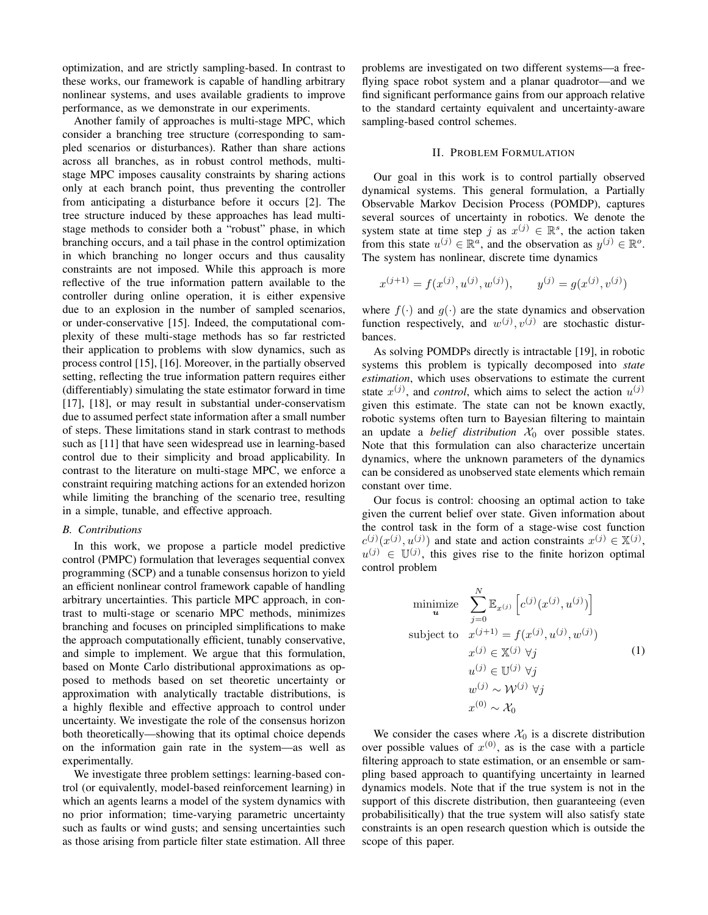optimization, and are strictly sampling-based. In contrast to these works, our framework is capable of handling arbitrary nonlinear systems, and uses available gradients to improve performance, as we demonstrate in our experiments.

Another family of approaches is multi-stage MPC, which consider a branching tree structure (corresponding to sampled scenarios or disturbances). Rather than share actions across all branches, as in robust control methods, multi-stage MPC imposes causality constraints by sharing actions only at each branch point, thus preventing the controller from anticipating a disturbance before it occurs [2]. The tree structure induced by these approaches has lead multi-stage methods to consider both a "robust" phase, in which branching occurs, and a tail phase in the control optimization in which branching no longer occurs and thus causality constraints are not imposed. While this approach is more reflective of the true information pattern available to the controller during online operation, it is either expensive due to an explosion in the number of sampled scenarios, or under-conservative [15]. Indeed, the computational complexity of these multi-stage methods has so far restricted their application to problems with slow dynamics, such as process control [15], [16]. Moreover, in the partially observed setting, reflecting the true information pattern requires either (differentiably) simulating the state estimator forward in time [17], [18], or may result in substantial under-conservatism due to assumed perfect state information after a small number of steps. These limitations stand in stark contrast to methods such as [11] that have seen widespread use in learning-based control due to their simplicity and broad applicability. In contrast to the literature on multi-stage MPC, we enforce a constraint requiring matching actions for an extended horizon while limiting the branching of the scenario tree, resulting in a simple, tunable, and effective approach.

### B. Contributions

In this work, we propose a particle model predictive control (PMPC) formulation that leverages sequential convex programming (SCP) and a tunable consensus horizon to yield an efficient nonlinear control framework capable of handling arbitrary uncertainties. This particle MPC approach, in contrast to multi-stage or scenario MPC methods, minimizes branching and focuses on principled simplifications to make the approach computationally efficient, tunably conservative, and simple to implement. We argue that this formulation, based on Monte Carlo distributional approximations as opposed to methods based on set theoretic uncertainty or approximation with analytically tractable distributions, is a highly flexible and effective approach to control under uncertainty. We investigate the role of the consensus horizon both theoretically—showing that its optimal choice depends on the information gain rate in the system—as well as experimentally.

We investigate three problem settings: learning-based control (or equivalently, model-based reinforcement learning) in which an agents learns a model of the system dynamics with no prior information; time-varying parametric uncertainty such as faults or wind gusts; and sensing uncertainties such as those arising from particle filter state estimation. All three problems are investigated on two different systems—a free-flying space robot system and a planar quadrotor—and we find significant performance gains from our approach relative to the standard certainty equivalent and uncertainty-aware sampling-based control schemes.

## II. Problem Formulation

Our goal in this work is to control partially observed dynamical systems. This general formulation, a Partially Observable Markov Decision Process (POMDP), captures several sources of uncertainty in robotics. We denote the system state at time step $j$ as $x^{(j)} \in \mathbb{R}^s$, the action taken from this state $u^{(j)} \in \mathbb{R}^a$, and the observation as $y^{(j)} \in \mathbb{R}^o$. The system has nonlinear, discrete time dynamics

$$x^{(j+1)} = f(x^{(j)}, u^{(j)}, w^{(j)}), \qquad y^{(j)} = g(x^{(j)}, v^{(j)})$$

where $f(\cdot)$ and $g(\cdot)$ are the state dynamics and observation function respectively, and $w^{(j)}, v^{(j)}$ are stochastic disturbances.

As solving POMDPs directly is intractable [19], in robotic systems this problem is typically decomposed into *state estimation*, which uses observations to estimate the current state $x^{(j)}$, and *control*, which aims to select the action $u^{(j)}$ given this estimate. The state can not be known exactly, robotic systems often turn to Bayesian filtering to maintain an update a *belief distribution* $\mathcal{X}_0$ over possible states. Note that this formulation can also characterize uncertain dynamics, where the unknown parameters of the dynamics can be considered as unobserved state elements which remain constant over time.

Our focus is control: choosing an optimal action to take given the current belief over state. Given information about the control task in the form of a stage-wise cost function $c^{(j)}(x^{(j)}, u^{(j)})$ and state and action constraints $x^{(j)} \in \mathbb{X}^{(j)}$, $u^{(j)} \in \mathbb{U}^{(j)}$, this gives rise to the finite horizon optimal control problem

$$\begin{aligned}
\underset{\boldsymbol{u}}{\text{minimize}} \quad & \sum_{j=0}^{N} \mathbb{E}_{x^{(j)}} \left[ c^{(j)}(x^{(j)}, u^{(j)}) \right] \\
\text{subject to} \quad & x^{(j+1)} = f(x^{(j)}, u^{(j)}, w^{(j)}) \\
& x^{(j)} \in \mathbb{X}^{(j)} \ \forall j \\
& u^{(j)} \in \mathbb{U}^{(j)} \ \forall j \\
& w^{(j)} \sim \mathcal{W}^{(j)} \ \forall j \\
& x^{(0)} \sim \mathcal{X}_0
\end{aligned} \tag{1}$$

We consider the cases where $\mathcal{X}_0$ is a discrete distribution over possible values of $x^{(0)}$, as is the case with a particle filtering approach to state estimation, or an ensemble or sampling based approach to quantifying uncertainty in learned dynamics models. Note that if the true system is not in the support of this discrete distribution, then guaranteeing (even probabilisitically) that the true system will also satisfy state constraints is an open research question which is outside the scope of this paper.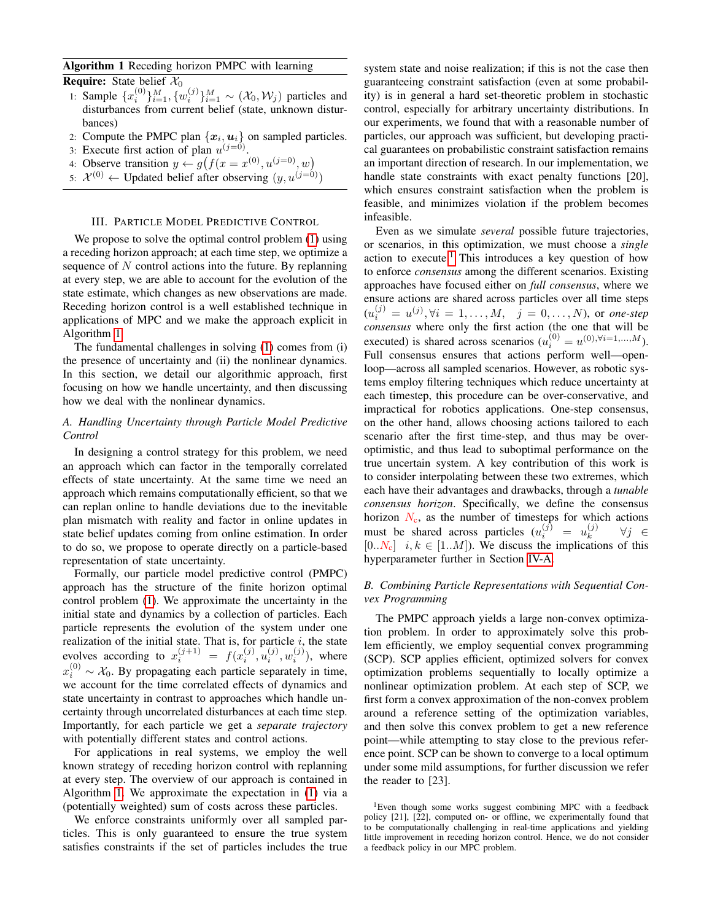**Algorithm 1** Receding horizon PMPC with learning

**Require:** State belief $\mathcal{X}_0$

1: Sample $\{x_i^{(0)}\}_{i=1}^M, \{w_i^{(j)}\}_{i=1}^M \sim (\mathcal{X}_0, \mathcal{W}_j)$ particles and disturbances from current belief (state, unknown disturbances)
2: Compute the PMPC plan $\{\boldsymbol{x}_i, \boldsymbol{u}_i\}$ on sampled particles.
3: Execute first action of plan $u^{(j=0)}$.
4: Observe transition $y \leftarrow g\big(f(x = x^{(0)}, u^{(j=0)}, w\big)$
5: $\mathcal{X}^{(0)} \leftarrow$ Updated belief after observing $(y, u^{(j=0)})$

## III. Particle Model Predictive Control

We propose to solve the optimal control problem (1) using a receding horizon approach; at each time step, we optimize a sequence of $N$ control actions into the future. By replanning at every step, we are able to account for the evolution of the state estimate, which changes as new observations are made. Receding horizon control is a well established technique in applications of MPC and we make the approach explicit in Algorithm 1.

The fundamental challenges in solving (1) comes from (i) the presence of uncertainty and (ii) the nonlinear dynamics. In this section, we detail our algorithmic approach, first focusing on how we handle uncertainty, and then discussing how we deal with the nonlinear dynamics.

### A. Handling Uncertainty through Particle Model Predictive Control

In designing a control strategy for this problem, we need an approach which can factor in the temporally correlated effects of state uncertainty. At the same time we need an approach which remains computationally efficient, so that we can replan online to handle deviations due to the inevitable plan mismatch with reality and factor in online updates in state belief updates coming from online estimation. In order to do so, we propose to operate directly on a particle-based representation of state uncertainty.

Formally, our particle model predictive control (PMPC) approach has the structure of the finite horizon optimal control problem (1). We approximate the uncertainty in the initial state and dynamics by a collection of particles. Each particle represents the evolution of the system under one realization of the initial state. That is, for particle $i$, the state evolves according to $x_i^{(j+1)} = f(x_i^{(j)}, u_i^{(j)}, w_i^{(j)})$, where $x_i^{(0)} \sim \mathcal{X}_0$. By propagating each particle separately in time, we account for the time correlated effects of dynamics and state uncertainty in contrast to approaches which handle uncertainty through uncorrelated disturbances at each time step. Importantly, for each particle we get a *separate trajectory* with potentially different states and control actions.

For applications in real systems, we employ the well known strategy of receding horizon control with replanning at every step. The overview of our approach is contained in Algorithm 1. We approximate the expectation in (1) via a (potentially weighted) sum of costs across these particles.

We enforce constraints uniformly over all sampled particles. This is only guaranteed to ensure the true system satisfies constraints if the set of particles includes the true system state and noise realization; if this is not the case then guaranteeing constraint satisfaction (even at some probability) is in general a hard set-theoretic problem in stochastic control, especially for arbitrary uncertainty distributions. In our experiments, we found that with a reasonable number of particles, our approach was sufficient, but developing practical guarantees on probabilistic constraint satisfaction remains an important direction of research. In our implementation, we handle state constraints with exact penalty functions [20], which ensures constraint satisfaction when the problem is feasible, and minimizes violation if the problem becomes infeasible.

Even as we simulate *several* possible future trajectories, or scenarios, in this optimization, we must choose a *single* action to execute.[1] This introduces a key question of how to enforce *consensus* among the different scenarios. Existing approaches have focused either on *full consensus*, where we ensure actions are shared across particles over all time steps ($u_i^{(j)} = u^{(j)}, \forall i = 1, \ldots, M, \quad j = 0, \ldots, N$), or *one-step consensus* where only the first action (the one that will be executed) is shared across scenarios ($u_i^{(0)} = u^{(0), \forall i=1,\ldots,M}$). Full consensus ensures that actions perform well—open-loop—across all sampled scenarios. However, as robotic systems employ filtering techniques which reduce uncertainty at each timestep, this procedure can be over-conservative, and impractical for robotics applications. One-step consensus, on the other hand, allows choosing actions tailored to each scenario after the first time-step, and thus may be over-optimistic, and thus lead to suboptimal performance on the true uncertain system. A key contribution of this work is to consider interpolating between these two extremes, which each have their advantages and drawbacks, through a *tunable consensus horizon*. Specifically, we define the consensus horizon $N_c$, as the number of timesteps for which actions must be shared across particles ($u_i^{(j)} = u_k^{(j)} \quad \forall j \in [0..N_c] \quad i, k \in [1..M]$). We discuss the implications of this hyperparameter further in Section IV-A.

### B. Combining Particle Representations with Sequential Convex Programming

The PMPC approach yields a large non-convex optimization problem. In order to approximately solve this problem efficiently, we employ sequential convex programming (SCP). SCP applies efficient, optimized solvers for convex optimization problems sequentially to locally optimize a nonlinear optimization problem. At each step of SCP, we first form a convex approximation of the non-convex problem around a reference setting of the optimization variables, and then solve this convex problem to get a new reference point—while attempting to stay close to the previous reference point. SCP can be shown to converge to a local optimum under some mild assumptions, for further discussion we refer the reader to [23].

[1] Even though some works suggest combining MPC with a feedback policy [21], [22], computed on- or offline, we experimentally found that to be computationally challenging in real-time applications and yielding little improvement in receding horizon control. Hence, we do not consider a feedback policy in our MPC problem.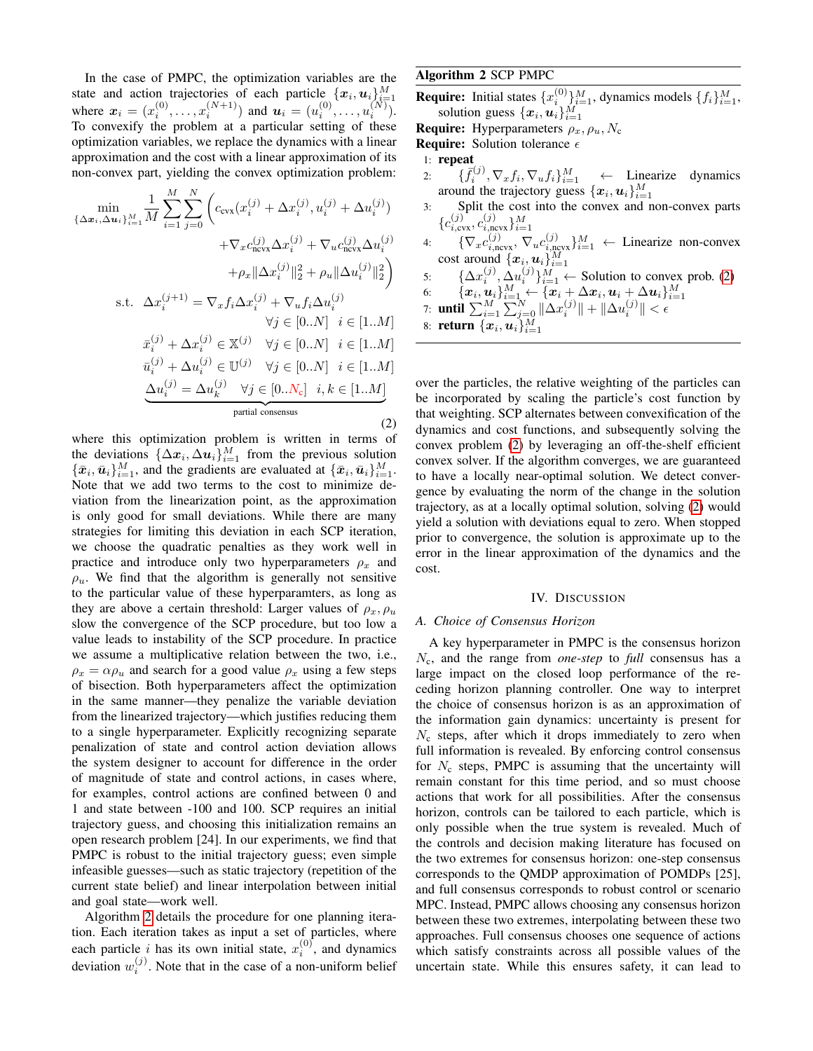In the case of PMPC, the optimization variables are the state and action trajectories of each particle $\{\boldsymbol{x}_i, \boldsymbol{u}_i\}_{i=1}^M$ where $\boldsymbol{x}_i = (x_i^{(0)}, \ldots, x_i^{(N+1)})$ and $\boldsymbol{u}_i = (u_i^{(0)}, \ldots, u_i^{(N)})$. To convexify the problem at a particular setting of these optimization variables, we replace the dynamics with a linear approximation and the cost with a linear approximation of its non-convex part, yielding the convex optimization problem:

$$
\begin{aligned}
\min_{\{\Delta \boldsymbol{x}_i, \Delta \boldsymbol{u}_i\}_{i=1}^M} \frac{1}{M} \sum_{i=1}^{M} \sum_{j=0}^{N} \Big( & c_{\text{cvx}}(x_i^{(j)} + \Delta x_i^{(j)}, u_i^{(j)} + \Delta u_i^{(j)}) \\
& + \nabla_x c_{\text{ncvx}}^{(j)} \Delta x_i^{(j)} + \nabla_u c_{\text{ncvx}}^{(j)} \Delta u_i^{(j)} \\
& + \rho_x \|\Delta x_i^{(j)}\|_2^2 + \rho_u \|\Delta u_i^{(j)}\|_2^2 \Big) \\
\text{s.t.} \quad \Delta x_i^{(j+1)} &= \nabla_x f_i \Delta x_i^{(j)} + \nabla_u f_i \Delta u_i^{(j)} \\
& \qquad \forall j \in [0..N] \quad i \in [1..M] \\
\bar{x}_i^{(j)} + \Delta x_i^{(j)} &\in \mathbb{X}^{(j)} \quad \forall j \in [0..N] \quad i \in [1..M] \\
\bar{u}_i^{(j)} + \Delta u_i^{(j)} &\in \mathbb{U}^{(j)} \quad \forall j \in [0..N] \quad i \in [1..M] \\
\underbrace{\Delta u_i^{(j)} = \Delta u_k^{(j)} \quad \forall j \in [0..N_\text{c}] \quad i,k \in [1..M]}_{\text{partial consensus}}
\end{aligned}
\tag{2}
$$

where this optimization problem is written in terms of the deviations $\{\Delta \boldsymbol{x}_i, \Delta \boldsymbol{u}_i\}_{i=1}^M$ from the previous solution $\{\bar{\boldsymbol{x}}_i, \bar{\boldsymbol{u}}_i\}_{i=1}^M$, and the gradients are evaluated at $\{\bar{\boldsymbol{x}}_i, \bar{\boldsymbol{u}}_i\}_{i=1}^M$. Note that we add two terms to the cost to minimize deviation from the linearization point, as the approximation is only good for small deviations. While there are many strategies for limiting this deviation in each SCP iteration, we choose the quadratic penalties as they work well in practice and introduce only two hyperparameters $\rho_x$ and $\rho_u$. We find that the algorithm is generally not sensitive to the particular value of these hyperparamters, as long as they are above a certain threshold: Larger values of $\rho_x, \rho_u$ slow the convergence of the SCP procedure, but too low a value leads to instability of the SCP procedure. In practice we assume a multiplicative relation between the two, i.e., $\rho_x = \alpha \rho_u$ and search for a good value $\rho_x$ using a few steps of bisection. Both hyperparameters affect the optimization in the same manner—they penalize the variable deviation from the linearized trajectory—which justifies reducing them to a single hyperparameter. Explicitly recognizing separate penalization of state and control action deviation allows the system designer to account for difference in the order of magnitude of state and control actions, in cases where, for examples, control actions are confined between 0 and 1 and state between -100 and 100. SCP requires an initial trajectory guess, and choosing this initialization remains an open research problem [24]. In our experiments, we find that PMPC is robust to the initial trajectory guess; even simple infeasible guesses—such as static trajectory (repetition of the current state belief) and linear interpolation between initial and goal state—work well.

Algorithm 2 details the procedure for one planning iteration. Each iteration takes as input a set of particles, where each particle $i$ has its own initial state, $x_i^{(0)}$, and dynamics deviation $w_i^{(j)}$. Note that in the case of a non-uniform belief over the particles, the relative weighting of the particles can be incorporated by scaling the particle's cost function by that weighting. SCP alternates between convexification of the dynamics and cost functions, and subsequently solving the convex problem (2) by leveraging an off-the-shelf efficient convex solver. If the algorithm converges, we are guaranteed to have a locally near-optimal solution. We detect convergence by evaluating the norm of the change in the solution trajectory, as at a locally optimal solution, solving (2) would yield a solution with deviations equal to zero. When stopped prior to convergence, the solution is approximate up to the error in the linear approximation of the dynamics and the cost.

**Algorithm 2** SCP PMPC

**Require:** Initial states $\{x_i^{(0)}\}_{i=1}^M$, dynamics models $\{f_i\}_{i=1}^M$, solution guess $\{\boldsymbol{x}_i, \boldsymbol{u}_i\}_{i=1}^M$

**Require:** Hyperparameters $\rho_x, \rho_u, N_\text{c}$

**Require:** Solution tolerance $\epsilon$

1: **repeat**
2: $\quad \{\bar{f}_i^{(j)}, \nabla_x f_i, \nabla_u f_i\}_{i=1}^M \leftarrow$ Linearize dynamics around the trajectory guess $\{\boldsymbol{x}_i, \boldsymbol{u}_i\}_{i=1}^M$
3: $\quad$ Split the cost into the convex and non-convex parts $\{c_{i,\text{cvx}}^{(j)}, c_{i,\text{ncvx}}^{(j)}\}_{i=1}^M$
4: $\quad \{\nabla_x c_{i,\text{ncvx}}^{(j)}, \nabla_u c_{i,\text{ncvx}}^{(j)}\}_{i=1}^M \leftarrow$ Linearize non-convex cost around $\{\boldsymbol{x}_i, \boldsymbol{u}_i\}_{i=1}^M$
5: $\quad \{\Delta x_i^{(j)}, \Delta u_i^{(j)}\}_{i=1}^M \leftarrow$ Solution to convex prob. (2)
6: $\quad \{\boldsymbol{x}_i, \boldsymbol{u}_i\}_{i=1}^M \leftarrow \{\boldsymbol{x}_i + \Delta \boldsymbol{x}_i, \boldsymbol{u}_i + \Delta \boldsymbol{u}_i\}_{i=1}^M$
7: **until** $\sum_{i=1}^M \sum_{j=0}^N \|\Delta x_i^{(j)}\| + \|\Delta u_i^{(j)}\| < \epsilon$
8: **return** $\{\boldsymbol{x}_i, \boldsymbol{u}_i\}_{i=1}^M$

## IV. Discussion

### A. Choice of Consensus Horizon

A key hyperparameter in PMPC is the consensus horizon $N_\text{c}$, and the range from *one-step* to *full* consensus has a large impact on the closed loop performance of the receding horizon planning controller. One way to interpret the choice of consensus horizon is as an approximation of the information gain dynamics: uncertainty is present for $N_\text{c}$ steps, after which it drops immediately to zero when full information is revealed. By enforcing control consensus for $N_\text{c}$ steps, PMPC is assuming that the uncertainty will remain constant for this time period, and so must choose actions that work for all possibilities. After the consensus horizon, controls can be tailored to each particle, which is only possible when the true system is revealed. Much of the controls and decision making literature has focused on the two extremes for consensus horizon: one-step consensus corresponds to the QMDP approximation of POMDPs [25], and full consensus corresponds to robust control or scenario MPC. Instead, PMPC allows choosing any consensus horizon between these two extremes, interpolating between these two approaches. Full consensus chooses one sequence of actions which satisfy constraints across all possible values of the uncertain state. While this ensures safety, it can lead to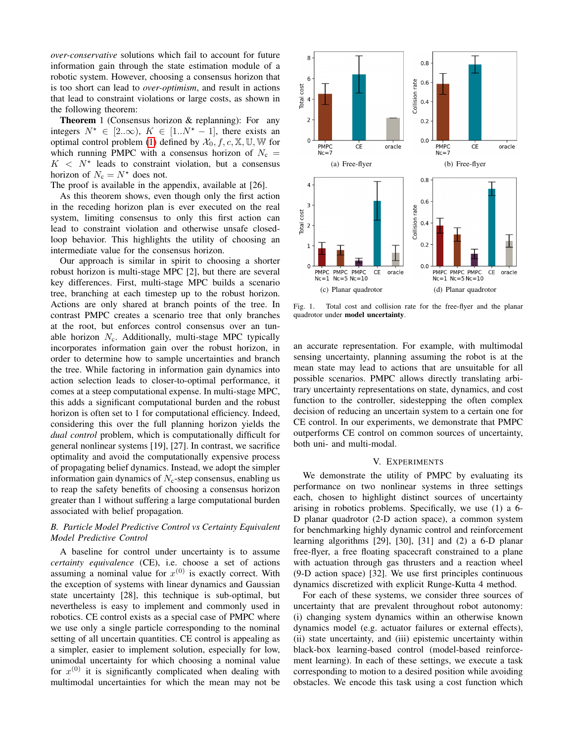*over-conservative* solutions which fail to account for future information gain through the state estimation module of a robotic system. However, choosing a consensus horizon that is too short can lead to *over-optimism*, and result in actions that lead to constraint violations or large costs, as shown in the following theorem:

**Theorem** 1 (Consensus horizon & replanning): For any integers $N^\star \in [2..\infty)$, $K \in [1..N^\star - 1]$, there exists an optimal control problem (1) defined by $\mathcal{X}_0, f, c, \mathbb{X}, \mathbb{U}, \mathbb{W}$ for which running PMPC with a consensus horizon of $N_\text{c} = K < N^\star$ leads to constraint violation, but a consensus horizon of $N_\text{c} = N^\star$ does not.

The proof is available in the appendix, available at [26].

As this theorem shows, even though only the first action in the receding horizon plan is ever executed on the real system, limiting consensus to only this first action can lead to constraint violation and otherwise unsafe closed-loop behavior. This highlights the utility of choosing an intermediate value for the consensus horizon.

Our approach is similar in spirit to choosing a shorter robust horizon is multi-stage MPC [2], but there are several key differences. First, multi-stage MPC builds a scenario tree, branching at each timestep up to the robust horizon. Actions are only shared at branch points of the tree. In contrast PMPC creates a scenario tree that only branches at the root, but enforces control consensus over an tunable horizon $N_\text{c}$. Additionally, multi-stage MPC typically incorporates information gain over the robust horizon, in order to determine how to sample uncertainties and branch the tree. While factoring in information gain dynamics into action selection leads to closer-to-optimal performance, it comes at a steep computational expense. In multi-stage MPC, this adds a significant computational burden and the robust horizon is often set to 1 for computational efficiency. Indeed, considering this over the full planning horizon yields the *dual control* problem, which is computationally difficult for general nonlinear systems [19], [27]. In contrast, we sacrifice optimality and avoid the computationally expensive process of propagating belief dynamics. Instead, we adopt the simpler information gain dynamics of $N_\text{c}$-step consensus, enabling us to reap the safety benefits of choosing a consensus horizon greater than 1 without suffering a large computational burden associated with belief propagation.

### B. Particle Model Predictive Control vs Certainty Equivalent Model Predictive Control

A baseline for control under uncertainty is to assume *certainty equivalence* (CE), i.e. choose a set of actions assuming a nominal value for $x^{(0)}$ is exactly correct. With the exception of systems with linear dynamics and Gaussian state uncertainty [28], this technique is sub-optimal, but nevertheless is easy to implement and commonly used in robotics. CE control exists as a special case of PMPC where we use only a single particle corresponding to the nominal setting of all uncertain quantities. CE control is appealing as a simpler, easier to implement solution, especially for low, unimodal uncertainty for which choosing a nominal value for $x^{(0)}$ it is significantly complicated when dealing with multimodal uncertainties for which the mean may not be an accurate representation. For example, with multimodal sensing uncertainty, planning assuming the robot is at the mean state may lead to actions that are unsuitable for all possible scenarios. PMPC allows directly translating arbitrary uncertainty representations on state, dynamics, and cost function to the controller, sidestepping the often complex decision of reducing an uncertain system to a certain one for CE control. In our experiments, we demonstrate that PMPC outperforms CE control on common sources of uncertainty, both uni- and multi-modal.

(a) Free-flyer (b) Free-flyer (c) Planar quadrotor (d) Planar quadrotor

Fig. 1. Total cost and collision rate for the free-flyer and the planar quadrotor under **model uncertainty**.

## V. Experiments

We demonstrate the utility of PMPC by evaluating its performance on two nonlinear systems in three settings each, chosen to highlight distinct sources of uncertainty arising in robotics problems. Specifically, we use (1) a 6-D planar quadrotor (2-D action space), a common system for benchmarking highly dynamic control and reinforcement learning algorithms [29], [30], [31] and (2) a 6-D planar free-flyer, a free floating spacecraft constrained to a plane with actuation through gas thrusters and a reaction wheel (9-D action space) [32]. We use first principles continuous dynamics discretized with explicit Runge-Kutta 4 method.

For each of these systems, we consider three sources of uncertainty that are prevalent throughout robot autonomy: (i) changing system dynamics within an otherwise known dynamics model (e.g. actuator failures or external effects), (ii) state uncertainty, and (iii) epistemic uncertainty within black-box learning-based control (model-based reinforcement learning). In each of these settings, we execute a task corresponding to motion to a desired position while avoiding obstacles. We encode this task using a cost function which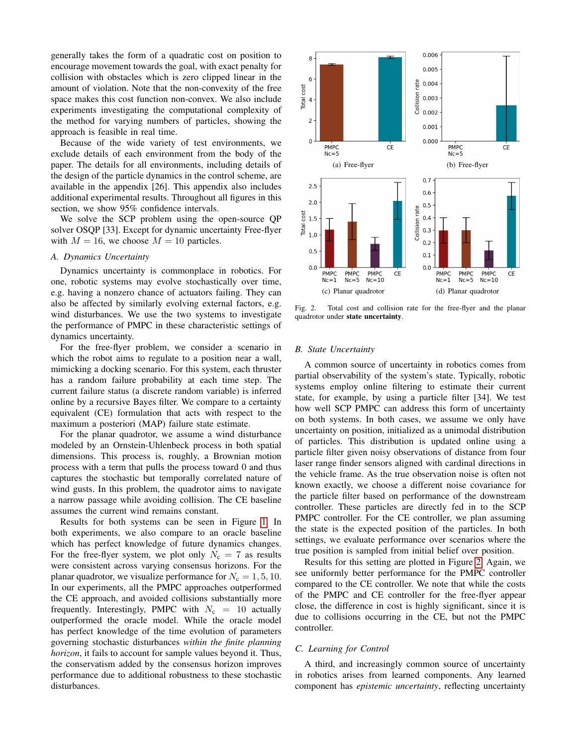generally takes the form of a quadratic cost on position to encourage movement towards the goal, with exact penalty for collision with obstacles which is zero clipped linear in the amount of violation. Note that the non-convexity of the free space makes this cost function non-convex. We also include experiments investigating the computational complexity of the method for varying numbers of particles, showing the approach is feasible in real time.

Because of the wide variety of test environments, we exclude details of each environment from the body of the paper. The details for all environments, including details of the design of the particle dynamics in the control scheme, are available in the appendix [26]. This appendix also includes additional experimental results. Throughout all figures in this section, we show 95% confidence intervals.

We solve the SCP problem using the open-source QP solver OSQP [33]. Except for dynamic uncertainty Free-flyer with $M = 16$, we choose $M = 10$ particles.

### A. Dynamics Uncertainty

Dynamics uncertainty is commonplace in robotics. For one, robotic systems may evolve stochastically over time, e.g. having a nonzero chance of actuators failing. They can also be affected by similarly evolving external factors, e.g. wind disturbances. We use the two systems to investigate the performance of PMPC in these characteristic settings of dynamics uncertainty.

For the free-flyer problem, we consider a scenario in which the robot aims to regulate to a position near a wall, mimicking a docking scenario. For this system, each thruster has a random failure probability at each time step. The current failure status (a discrete random variable) is inferred online by a recursive Bayes filter. We compare to a certainty equivalent (CE) formulation that acts with respect to the maximum a posteriori (MAP) failure state estimate.

For the planar quadrotor, we assume a wind disturbance modeled by an Ornstein-Uhlenbeck process in both spatial dimensions. This process is, roughly, a Brownian motion process with a term that pulls the process toward 0 and thus captures the stochastic but temporally correlated nature of wind gusts. In this problem, the quadrotor aims to navigate a narrow passage while avoiding collision. The CE baseline assumes the current wind remains constant.

Results for both systems can be seen in Figure 1. In both experiments, we also compare to an oracle baseline which has perfect knowledge of future dynamics changes. For the free-flyer system, we plot only $N_c = 7$ as results were consistent across varying consensus horizons. For the planar quadrotor, we visualize performance for $N_c = 1, 5, 10$. In our experiments, all the PMPC approaches outperformed the CE approach, and avoided collisions substantially more frequently. Interestingly, PMPC with $N_c = 10$ actually outperformed the oracle model. While the oracle model has perfect knowledge of the time evolution of parameters governing stochastic disturbances *within the finite planning horizon*, it fails to account for sample values beyond it. Thus, the conservatism added by the consensus horizon improves performance due to additional robustness to these stochastic disturbances.

Fig. 2. Total cost and collision rate for the free-flyer and the planar quadrotor under **state uncertainty**.

### B. State Uncertainty

A common source of uncertainty in robotics comes from partial observability of the system's state. Typically, robotic systems employ online filtering to estimate their current state, for example, by using a particle filter [34]. We test how well SCP PMPC can address this form of uncertainty on both systems. In both cases, we assume we only have uncertainty on position, initialized as a unimodal distribution of particles. This distribution is updated online using a particle filter given noisy observations of distance from four laser range finder sensors aligned with cardinal directions in the vehicle frame. As the true observation noise is often not known exactly, we choose a different noise covariance for the particle filter based on performance of the downstream controller. These particles are directly fed in to the SCP PMPC controller. For the CE controller, we plan assuming the state is the expected position of the particles. In both settings, we evaluate performance over scenarios where the true position is sampled from initial belief over position.

Results for this setting are plotted in Figure 2. Again, we see uniformly better performance for the PMPC controller compared to the CE controller. We note that while the costs of the PMPC and CE controller for the free-flyer appear close, the difference in cost is highly significant, since it is due to collisions occurring in the CE, but not the PMPC controller.

### C. Learning for Control

A third, and increasingly common source of uncertainty in robotics arises from learned components. Any learned component has *epistemic uncertainty*, reflecting uncertainty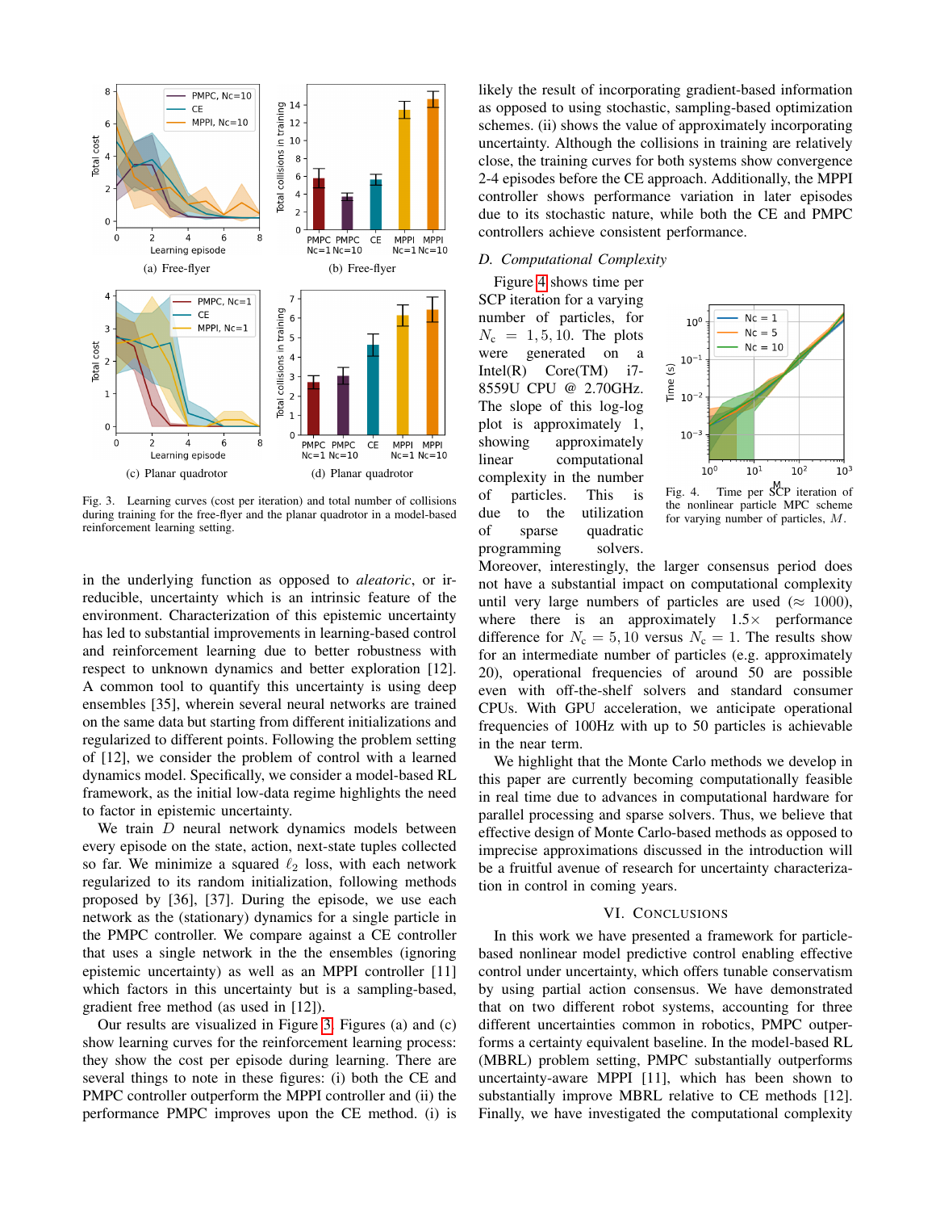Fig. 3. Learning curves (cost per iteration) and total number of collisions during training for the free-flyer and the planar quadrotor in a model-based reinforcement learning setting.

in the underlying function as opposed to *aleatoric*, or irreducible, uncertainty which is an intrinsic feature of the environment. Characterization of this epistemic uncertainty has led to substantial improvements in learning-based control and reinforcement learning due to better robustness with respect to unknown dynamics and better exploration [12]. A common tool to quantify this uncertainty is using deep ensembles [35], wherein several neural networks are trained on the same data but starting from different initializations and regularized to different points. Following the problem setting of [12], we consider the problem of control with a learned dynamics model. Specifically, we consider a model-based RL framework, as the initial low-data regime highlights the need to factor in epistemic uncertainty.

We train $D$ neural network dynamics models between every episode on the state, action, next-state tuples collected so far. We minimize a squared $\ell_2$ loss, with each network regularized to its random initialization, following methods proposed by [36], [37]. During the episode, we use each network as the (stationary) dynamics for a single particle in the PMPC controller. We compare against a CE controller that uses a single network in the ensembles (ignoring epistemic uncertainty) as well as an MPPI controller [11] which factors in this uncertainty but is a sampling-based, gradient free method (as used in [12]).

Our results are visualized in Figure 3. Figures (a) and (c) show learning curves for the reinforcement learning process: they show the cost per episode during learning. There are several things to note in these figures: (i) both the CE and PMPC controller outperform the MPPI controller and (ii) the performance PMPC improves upon the CE method. (i) is likely the result of incorporating gradient-based information as opposed to using stochastic, sampling-based optimization schemes. (ii) shows the value of approximately incorporating uncertainty. Although the collisions in training are relatively close, the training curves for both systems show convergence 2-4 episodes before the CE approach. Additionally, the MPPI controller shows performance variation in later episodes due to its stochastic nature, while both the CE and PMPC controllers achieve consistent performance.

### D. Computational Complexity

Figure 4 shows time per SCP iteration for a varying number of particles, $N_c = 1, 5, 10$. The plots were generated on a Intel(R) Core(TM) i7-8559U CPU @ 2.70GHz. The slope of this log-log plot is approximately 1, showing approximately linear computational complexity in the number of particles. This is due to the utilization of sparse quadratic programming solvers. Moreover, interestingly, the larger consensus period does not have a substantial impact on computational complexity until very large numbers of particles are used ($\approx$ 1000), where there is an approximately 1.5$\times$ performance difference for $N_c = 5, 10$ versus $N_c = 1$. The results show for an intermediate number of particles (e.g. approximately 20), operational frequencies of around 50 are possible even with off-the-shelf solvers and standard consumer CPUs. With GPU acceleration, we anticipate operational frequencies of 100Hz with up to 50 particles is achievable in the near term.

Fig. 4. Time per SCP iteration of the nonlinear particle MPC scheme for varying number of particles, $M$.

We highlight that the Monte Carlo methods we develop in this paper are currently becoming computationally feasible in real time due to advances in computational hardware for parallel processing and sparse solvers. Thus, we believe that effective design of Monte Carlo-based methods as opposed to imprecise approximations discussed in the introduction will be a fruitful avenue of research for uncertainty characterization in control in coming years.

## VI. Conclusions

In this work we have presented a framework for particle-based nonlinear model predictive control enabling effective control under uncertainty, which offers tunable conservatism by using partial action consensus. We have demonstrated that on two different robot systems, accounting for three different uncertainties common in robotics, PMPC outperforms a certainty equivalent baseline. In the model-based RL (MBRL) problem setting, PMPC substantially outperforms uncertainty-aware MPPI [11], which has been shown to substantially improve MBRL relative to CE methods [12]. Finally, we have investigated the computational complexity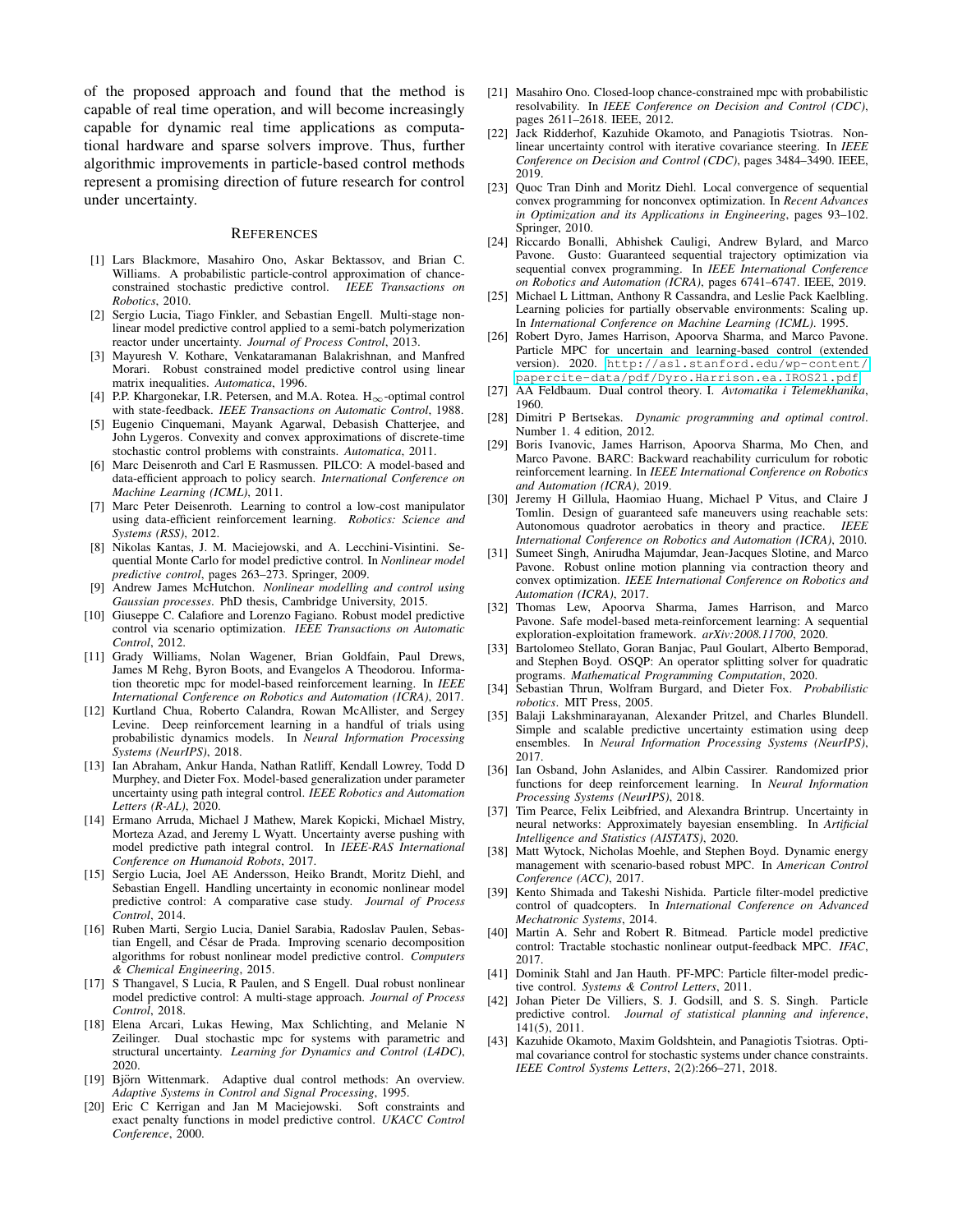of the proposed approach and found that the method is capable of real time operation, and will become increasingly capable for dynamic real time applications as computational hardware and sparse solvers improve. Thus, further algorithmic improvements in particle-based control methods represent a promising direction of future research for control under uncertainty.

## References

[1] Lars Blackmore, Masahiro Ono, Askar Bektassov, and Brian C. Williams. A probabilistic particle-control approximation of chance-constrained stochastic predictive control. *IEEE Transactions on Robotics*, 2010.

[2] Sergio Lucia, Tiago Finkler, and Sebastian Engell. Multi-stage nonlinear model predictive control applied to a semi-batch polymerization reactor under uncertainty. *Journal of Process Control*, 2013.

[3] Mayuresh V. Kothare, Venkataramanan Balakrishnan, and Manfred Morari. Robust constrained model predictive control using linear matrix inequalities. *Automatica*, 1996.

[4] P.P. Khargonekar, I.R. Petersen, and M.A. Rotea. $H_\infty$-optimal control with state-feedback. *IEEE Transactions on Automatic Control*, 1988.

[5] Eugenio Cinquemani, Mayank Agarwal, Debasish Chatterjee, and John Lygeros. Convexity and convex approximations of discrete-time stochastic control problems with constraints. *Automatica*, 2011.

[6] Marc Deisenroth and Carl E Rasmussen. PILCO: A model-based and data-efficient approach to policy search. *International Conference on Machine Learning (ICML)*, 2011.

[7] Marc Peter Deisenroth. Learning to control a low-cost manipulator using data-efficient reinforcement learning. *Robotics: Science and Systems (RSS)*, 2012.

[8] Nikolas Kantas, J. M. Maciejowski, and A. Lecchini-Visintini. Sequential Monte Carlo for model predictive control. In *Nonlinear model predictive control*, pages 263–273. Springer, 2009.

[9] Andrew James McHutchon. *Nonlinear modelling and control using Gaussian processes*. PhD thesis, Cambridge University, 2015.

[10] Giuseppe C. Calafiore and Lorenzo Fagiano. Robust model predictive control via scenario optimization. *IEEE Transactions on Automatic Control*, 2012.

[11] Grady Williams, Nolan Wagener, Brian Goldfain, Paul Drews, James M Rehg, Byron Boots, and Evangelos A Theodorou. Information theoretic mpc for model-based reinforcement learning. In *IEEE International Conference on Robotics and Automation (ICRA)*, 2017.

[12] Kurtland Chua, Roberto Calandra, Rowan McAllister, and Sergey Levine. Deep reinforcement learning in a handful of trials using probabilistic dynamics models. In *Neural Information Processing Systems (NeurIPS)*, 2018.

[13] Ian Abraham, Ankur Handa, Nathan Ratliff, Kendall Lowrey, Todd D Murphey, and Dieter Fox. Model-based generalization under parameter uncertainty using path integral control. *IEEE Robotics and Automation Letters (R-AL)*, 2020.

[14] Ermano Arruda, Michael J Mathew, Marek Kopicki, Michael Mistry, Morteza Azad, and Jeremy L Wyatt. Uncertainty averse pushing with model predictive path integral control. In *IEEE-RAS International Conference on Humanoid Robots*, 2017.

[15] Sergio Lucia, Joel AE Andersson, Heiko Brandt, Moritz Diehl, and Sebastian Engell. Handling uncertainty in economic nonlinear model predictive control: A comparative case study. *Journal of Process Control*, 2014.

[16] Ruben Marti, Sergio Lucia, Daniel Sarabia, Radoslav Paulen, Sebastian Engell, and César de Prada. Improving scenario decomposition algorithms for robust nonlinear model predictive control. *Computers & Chemical Engineering*, 2015.

[17] S Thangavel, S Lucia, R Paulen, and S Engell. Dual robust nonlinear model predictive control: A multi-stage approach. *Journal of Process Control*, 2018.

[18] Elena Arcari, Lukas Hewing, Max Schlichting, and Melanie N Zeilinger. Dual stochastic mpc for systems with parametric and structural uncertainty. *Learning for Dynamics and Control (L4DC)*, 2020.

[19] Björn Wittenmark. Adaptive dual control methods: An overview. *Adaptive Systems in Control and Signal Processing*, 1995.

[20] Eric C Kerrigan and Jan M Maciejowski. Soft constraints and exact penalty functions in model predictive control. *UKACC Control Conference*, 2000.

[21] Masahiro Ono. Closed-loop chance-constrained mpc with probabilistic resolvability. In *IEEE Conference on Decision and Control (CDC)*, pages 2611–2618. IEEE, 2012.

[22] Jack Ridderhof, Kazuhide Okamoto, and Panagiotis Tsiotras. Nonlinear uncertainty control with iterative covariance steering. In *IEEE Conference on Decision and Control (CDC)*, pages 3484–3490. IEEE, 2019.

[23] Quoc Tran Dinh and Moritz Diehl. Local convergence of sequential convex programming for nonconvex optimization. In *Recent Advances in Optimization and its Applications in Engineering*, pages 93–102. Springer, 2010.

[24] Riccardo Bonalli, Abhishek Cauligi, Andrew Bylard, and Marco Pavone. Gusto: Guaranteed sequential trajectory optimization via sequential convex programming. In *IEEE International Conference on Robotics and Automation (ICRA)*, pages 6741–6747. IEEE, 2019.

[25] Michael L Littman, Anthony R Cassandra, and Leslie Pack Kaelbling. Learning policies for partially observable environments: Scaling up. In *International Conference on Machine Learning (ICML)*. 1995.

[26] Robert Dyro, James Harrison, Apoorva Sharma, and Marco Pavone. Particle MPC for uncertain and learning-based control (extended version). 2020. http://asl.stanford.edu/wp-content/papercite-data/pdf/Dyro.Harrison.ea.IROS21.pdf.

[27] AA Feldbaum. Dual control theory. I. *Avtomatika i Telemekhanika*, 1960.

[28] Dimitri P Bertsekas. *Dynamic programming and optimal control*. Number 1. 4 edition, 2012.

[29] Boris Ivanovic, James Harrison, Apoorva Sharma, Mo Chen, and Marco Pavone. BARC: Backward reachability curriculum for robotic reinforcement learning. In *IEEE International Conference on Robotics and Automation (ICRA)*, 2019.

[30] Jeremy H Gillula, Haomiao Huang, Michael P Vitus, and Claire J Tomlin. Design of guaranteed safe maneuvers using reachable sets: Autonomous quadrotor aerobatics in theory and practice. *IEEE International Conference on Robotics and Automation (ICRA)*, 2010.

[31] Sumeet Singh, Anirudha Majumdar, Jean-Jacques Slotine, and Marco Pavone. Robust online motion planning via contraction theory and convex optimization. *IEEE International Conference on Robotics and Automation (ICRA)*, 2017.

[32] Thomas Lew, Apoorva Sharma, James Harrison, and Marco Pavone. Safe model-based meta-reinforcement learning: A sequential exploration-exploitation framework. *arXiv:2008.11700*, 2020.

[33] Bartolomeo Stellato, Goran Banjac, Paul Goulart, Alberto Bemporad, and Stephen Boyd. OSQP: An operator splitting solver for quadratic programs. *Mathematical Programming Computation*, 2020.

[34] Sebastian Thrun, Wolfram Burgard, and Dieter Fox. *Probabilistic robotics*. MIT Press, 2005.

[35] Balaji Lakshminarayanan, Alexander Pritzel, and Charles Blundell. Simple and scalable predictive uncertainty estimation using deep ensembles. In *Neural Information Processing Systems (NeurIPS)*, 2017.

[36] Ian Osband, John Aslanides, and Albin Cassirer. Randomized prior functions for deep reinforcement learning. In *Neural Information Processing Systems (NeurIPS)*, 2018.

[37] Tim Pearce, Felix Leibfried, and Alexandra Brintrup. Uncertainty in neural networks: Approximately bayesian ensembling. In *Artificial Intelligence and Statistics (AISTATS)*, 2020.

[38] Matt Wytock, Nicholas Moehle, and Stephen Boyd. Dynamic energy management with scenario-based robust MPC. In *American Control Conference (ACC)*, 2017.

[39] Kento Shimada and Takeshi Nishida. Particle filter-model predictive control of quadcopters. In *International Conference on Advanced Mechatronic Systems*, 2014.

[40] Martin A. Sehr and Robert R. Bitmead. Particle model predictive control: Tractable stochastic nonlinear output-feedback MPC. *IFAC*, 2017.

[41] Dominik Stahl and Jan Hauth. PF-MPC: Particle filter-model predictive control. *Systems & Control Letters*, 2011.

[42] Johan Pieter De Villiers, S. J. Godsill, and S. S. Singh. Particle predictive control. *Journal of statistical planning and inference*, 141(5), 2011.

[43] Kazuhide Okamoto, Maxim Goldshtein, and Panagiotis Tsiotras. Optimal covariance control for stochastic systems under chance constraints. *IEEE Control Systems Letters*, 2(2):266–271, 2018.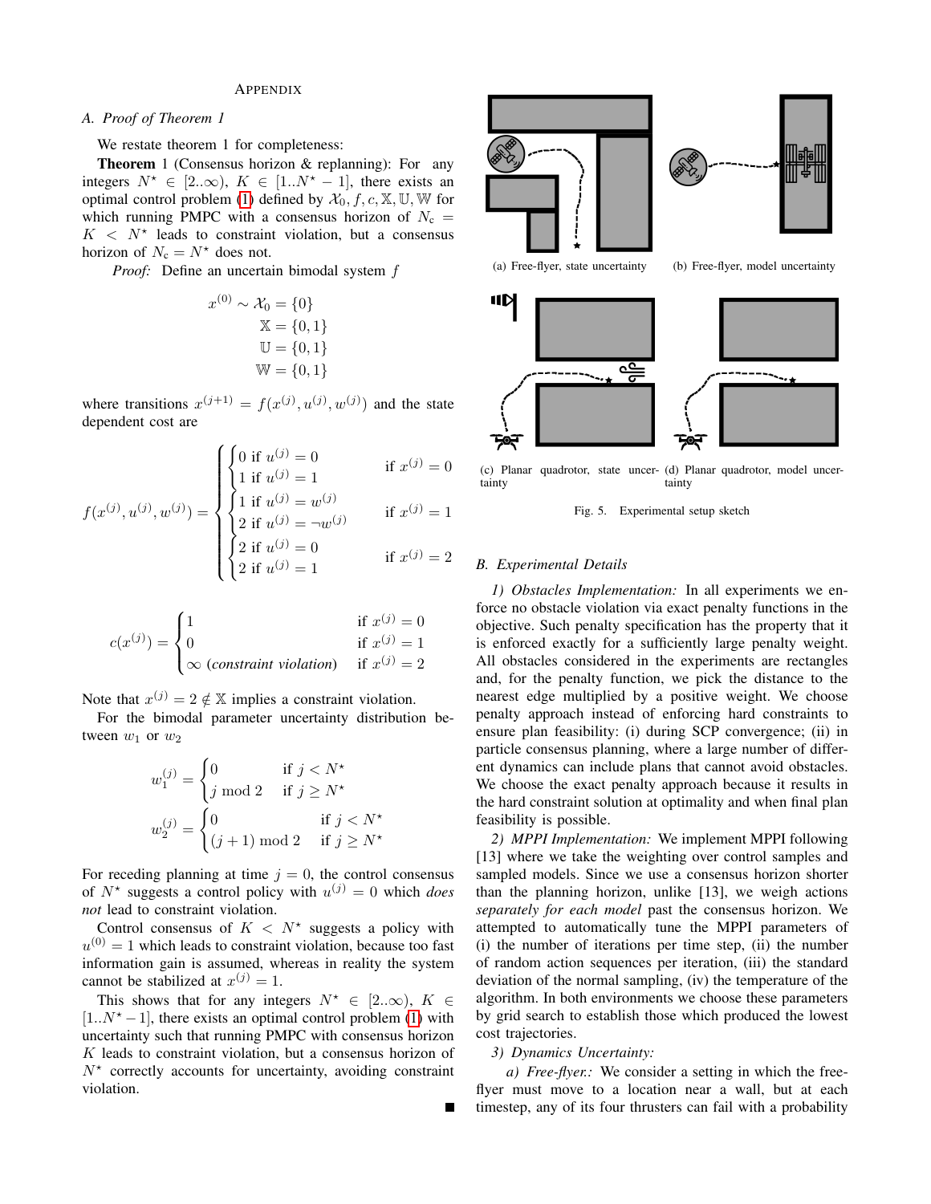## Appendix

### A. Proof of Theorem 1

We restate theorem 1 for completeness:

**Theorem** 1 (Consensus horizon & replanning): For any integers $N^\star \in [2..\infty)$, $K \in [1..N^\star - 1]$, there exists an optimal control problem (1) defined by $\mathcal{X}_0, f, c, \mathbb{X}, \mathbb{U}, \mathbb{W}$ for which running PMPC with a consensus horizon of $N_\mathrm{c} = K < N^\star$ leads to constraint violation, but a consensus horizon of $N_\mathrm{c} = N^\star$ does not.

*Proof:* Define an uncertain bimodal system $f$

$$
\begin{aligned}
x^{(0)} \sim \mathcal{X}_0 &= \{0\} \\
\mathbb{X} &= \{0, 1\} \\
\mathbb{U} &= \{0, 1\} \\
\mathbb{W} &= \{0, 1\}
\end{aligned}
$$

where transitions $x^{(j+1)} = f(x^{(j)}, u^{(j)}, w^{(j)})$ and the state dependent cost are

$$
f(x^{(j)}, u^{(j)}, w^{(j)}) = \begin{cases} \begin{cases} 0 \text{ if } u^{(j)} = 0 \\ 1 \text{ if } u^{(j)} = 1 \end{cases} & \text{if } x^{(j)} = 0 \\ \begin{cases} 1 \text{ if } u^{(j)} = w^{(j)} \\ 2 \text{ if } u^{(j)} = \neg w^{(j)} \end{cases} & \text{if } x^{(j)} = 1 \\ \begin{cases} 2 \text{ if } u^{(j)} = 0 \\ 2 \text{ if } u^{(j)} = 1 \end{cases} & \text{if } x^{(j)} = 2 \end{cases}
$$

$$
c(x^{(j)}) = \begin{cases} 1 & \text{if } x^{(j)} = 0 \\ 0 & \text{if } x^{(j)} = 1 \\ \infty \text{ (\textit{constraint violation})} & \text{if } x^{(j)} = 2 \end{cases}
$$

Note that $x^{(j)} = 2 \notin \mathbb{X}$ implies a constraint violation.

For the bimodal parameter uncertainty distribution between $w_1$ or $w_2$

$$
w_1^{(j)} = \begin{cases} 0 & \text{if } j < N^\star \\ j \bmod 2 & \text{if } j \geq N^\star \end{cases}
$$

$$
w_2^{(j)} = \begin{cases} 0 & \text{if } j < N^\star \\ (j+1) \bmod 2 & \text{if } j \geq N^\star \end{cases}
$$

For receding planning at time $j = 0$, the control consensus of $N^\star$ suggests a control policy with $u^{(j)} = 0$ which *does not* lead to constraint violation.

Control consensus of $K < N^\star$ suggests a policy with $u^{(0)} = 1$ which leads to constraint violation, because too fast information gain is assumed, whereas in reality the system cannot be stabilized at $x^{(j)} = 1$.

This shows that for any integers $N^\star \in [2..\infty)$, $K \in [1..N^\star - 1]$, there exists an optimal control problem (1) with uncertainty such that running PMPC with consensus horizon $K$ leads to constraint violation, but a consensus horizon of $N^\star$ correctly accounts for uncertainty, avoiding constraint violation. ∎

(a) Free-flyer, state uncertainty

(b) Free-flyer, model uncertainty

(c) Planar quadrotor, state uncertainty

(d) Planar quadrotor, model uncertainty

Fig. 5. Experimental setup sketch

### B. Experimental Details

*1) Obstacles Implementation:* In all experiments we enforce no obstacle violation via exact penalty functions in the objective. Such penalty specification has the property that it is enforced exactly for a sufficiently large penalty weight. All obstacles considered in the experiments are rectangles and, for the penalty function, we pick the distance to the nearest edge multiplied by a positive weight. We choose penalty approach instead of enforcing hard constraints to ensure plan feasibility: (i) during SCP convergence; (ii) in particle consensus planning, where a large number of different dynamics can include plans that cannot avoid obstacles. We choose the exact penalty approach because it results in the hard constraint solution at optimality and when final plan feasibility is possible.

*2) MPPI Implementation:* We implement MPPI following [13] where we take the weighting over control samples and sampled models. Since we use a consensus horizon shorter than the planning horizon, unlike [13], we weigh actions *separately for each model* past the consensus horizon. We attempted to automatically tune the MPPI parameters of (i) the number of iterations per time step, (ii) the number of random action sequences per iteration, (iii) the standard deviation of the normal sampling, (iv) the temperature of the algorithm. In both environments we choose these parameters by grid search to establish those which produced the lowest cost trajectories.

*3) Dynamics Uncertainty:*

*a) Free-flyer.:* We consider a setting in which the free-flyer must move to a location near a wall, but at each timestep, any of its four thrusters can fail with a probability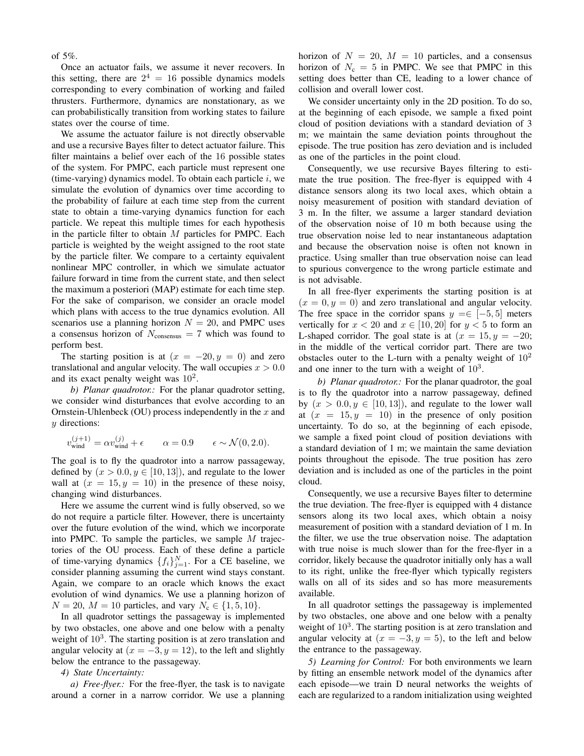of 5%.

Once an actuator fails, we assume it never recovers. In this setting, there are $2^4 = 16$ possible dynamics models corresponding to every combination of working and failed thrusters. Furthermore, dynamics are nonstationary, as we can probabilistically transition from working states to failure states over the course of time.

We assume the actuator failure is not directly observable and use a recursive Bayes filter to detect actuator failure. This filter maintains a belief over each of the 16 possible states of the system. For PMPC, each particle must represent one (time-varying) dynamics model. To obtain each particle $i$, we simulate the evolution of dynamics over time according to the probability of failure at each time step from the current state to obtain a time-varying dynamics function for each particle. We repeat this multiple times for each hypothesis in the particle filter to obtain $M$ particles for PMPC. Each particle is weighted by the weight assigned to the root state by the particle filter. We compare to a certainty equivalent nonlinear MPC controller, in which we simulate actuator failure forward in time from the current state, and then select the maximum a posteriori (MAP) estimate for each time step. For the sake of comparison, we consider an oracle model which plans with access to the true dynamics evolution. All scenarios use a planning horizon $N = 20$, and PMPC uses a consensus horizon of $N_{\text{consensus}} = 7$ which was found to perform best.

The starting position is at $(x = -20, y = 0)$ and zero translational and angular velocity. The wall occupies $x > 0.0$ and its exact penalty weight was $10^2$.

*b) Planar quadrotor:* For the planar quadrotor setting, we consider wind disturbances that evolve according to an Ornstein-Uhlenbeck (OU) process independently in the $x$ and $y$ directions:

$$v_{\text{wind}}^{(j+1)} = \alpha v_{\text{wind}}^{(j)} + \epsilon \qquad \alpha = 0.9 \qquad \epsilon \sim \mathcal{N}(0, 2.0).$$

The goal is to fly the quadrotor into a narrow passageway, defined by $(x > 0.0, y \in [10, 13])$, and regulate to the lower wall at $(x = 15, y = 10)$ in the presence of these noisy, changing wind disturbances.

Here we assume the current wind is fully observed, so we do not require a particle filter. However, there is uncertainty over the future evolution of the wind, which we incorporate into PMPC. To sample the particles, we sample $M$ trajectories of the OU process. Each of these define a particle of time-varying dynamics $\{f_i\}_{j=1}^{N}$. For a CE baseline, we consider planning assuming the current wind stays constant. Again, we compare to an oracle which knows the exact evolution of wind dynamics. We use a planning horizon of $N = 20$, $M = 10$ particles, and vary $N_{\text{c}} \in \{1, 5, 10\}$.

In all quadrotor settings the passageway is implemented by two obstacles, one above and one below with a penalty weight of $10^3$. The starting position is at zero translation and angular velocity at $(x = -3, y = 12)$, to the left and slightly below the entrance to the passageway.

*4) State Uncertainty:*

*a) Free-flyer.:* For the free-flyer, the task is to navigate around a corner in a narrow corridor. We use a planning horizon of $N = 20$, $M = 10$ particles, and a consensus horizon of $N_{\text{c}} = 5$ in PMPC. We see that PMPC in this setting does better than CE, leading to a lower chance of collision and overall lower cost.

We consider uncertainty only in the 2D position. To do so, at the beginning of each episode, we sample a fixed point cloud of position deviations with a standard deviation of 3 m; we maintain the same deviation points throughout the episode. The true position has zero deviation and is included as one of the particles in the point cloud.

Consequently, we use recursive Bayes filtering to estimate the true position. The free-flyer is equipped with 4 distance sensors along its two local axes, which obtain a noisy measurement of position with standard deviation of 3 m. In the filter, we assume a larger standard deviation of the observation noise of 10 m both because using the true observation noise led to near instantaneous adaptation and because the observation noise is often not known in practice. Using smaller than true observation noise can lead to spurious convergence to the wrong particle estimate and is not advisable.

In all free-flyer experiments the starting position is at $(x = 0, y = 0)$ and zero translational and angular velocity. The free space in the corridor spans $y =\in [-5, 5]$ meters vertically for $x < 20$ and $x \in [10, 20]$ for $y < 5$ to form an L-shaped corridor. The goal state is at $(x = 15, y = -20$; in the middle of the vertical corridor part. There are two obstacles outer to the L-turn with a penalty weight of $10^2$ and one inner to the turn with a weight of $10^3$.

*b) Planar quadrotor.:* For the planar quadrotor, the goal is to fly the quadrotor into a narrow passageway, defined by $(x > 0.0, y \in [10, 13])$, and regulate to the lower wall at $(x = 15, y = 10)$ in the presence of only position uncertainty. To do so, at the beginning of each episode, we sample a fixed point cloud of position deviations with a standard deviation of 1 m; we maintain the same deviation points throughout the episode. The true position has zero deviation and is included as one of the particles in the point cloud.

Consequently, we use a recursive Bayes filter to determine the true deviation. The free-flyer is equipped with 4 distance sensors along its two local axes, which obtain a noisy measurement of position with a standard deviation of 1 m. In the filter, we use the true observation noise. The adaptation with true noise is much slower than for the free-flyer in a corridor, likely because the quadrotor initially only has a wall to its right, unlike the free-flyer which typically registers walls on all of its sides and so has more measurements available.

In all quadrotor settings the passageway is implemented by two obstacles, one above and one below with a penalty weight of $10^3$. The starting position is at zero translation and angular velocity at $(x = -3, y = 5)$, to the left and below the entrance to the passageway.

*5) Learning for Control:* For both environments we learn by fitting an ensemble network model of the dynamics after each episode—we train D neural networks the weights of each are regularized to a random initialization using weighted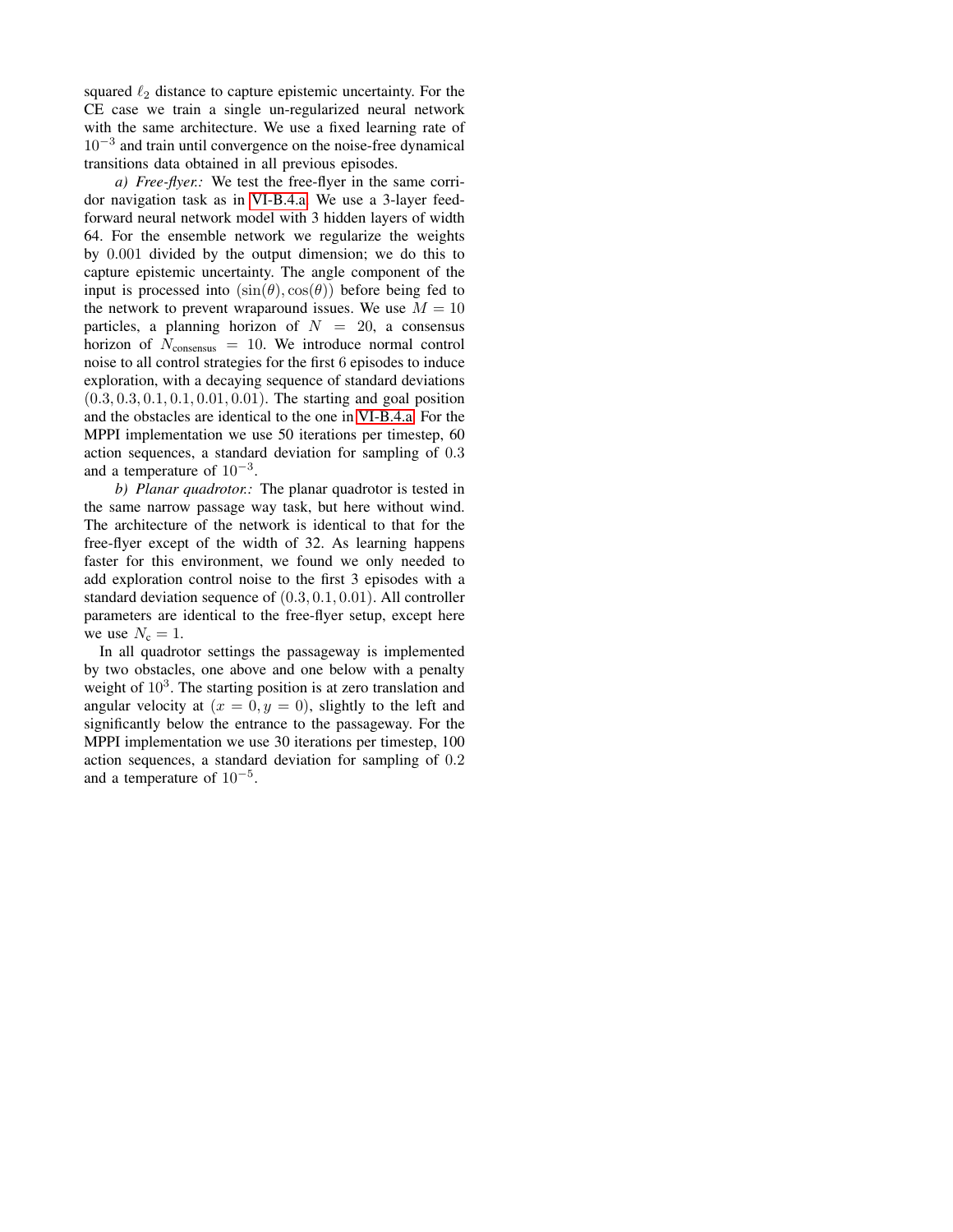squared $\ell_2$ distance to capture epistemic uncertainty. For the CE case we train a single un-regularized neural network with the same architecture. We use a fixed learning rate of $10^{-3}$ and train until convergence on the noise-free dynamical transitions data obtained in all previous episodes.

*a) Free-flyer.:* We test the free-flyer in the same corridor navigation task as in VI-B.4.a. We use a 3-layer feed-forward neural network model with 3 hidden layers of width 64. For the ensemble network we regularize the weights by $0.001$ divided by the output dimension; we do this to capture epistemic uncertainty. The angle component of the input is processed into $(\sin(\theta), \cos(\theta))$ before being fed to the network to prevent wraparound issues. We use $M = 10$ particles, a planning horizon of $N = 20$, a consensus horizon of $N_{\text{consensus}} = 10$. We introduce normal control noise to all control strategies for the first 6 episodes to induce exploration, with a decaying sequence of standard deviations $(0.3, 0.3, 0.1, 0.1, 0.01, 0.01)$. The starting and goal position and the obstacles are identical to the one in VI-B.4.a. For the MPPI implementation we use 50 iterations per timestep, 60 action sequences, a standard deviation for sampling of $0.3$ and a temperature of $10^{-3}$.

*b) Planar quadrotor.:* The planar quadrotor is tested in the same narrow passage way task, but here without wind. The architecture of the network is identical to that for the free-flyer except of the width of 32. As learning happens faster for this environment, we found we only needed to add exploration control noise to the first 3 episodes with a standard deviation sequence of $(0.3, 0.1, 0.01)$. All controller parameters are identical to the free-flyer setup, except here we use $N_{\text{c}} = 1$.

In all quadrotor settings the passageway is implemented by two obstacles, one above and one below with a penalty weight of $10^3$. The starting position is at zero translation and angular velocity at $(x = 0, y = 0)$, slightly to the left and significantly below the entrance to the passageway. For the MPPI implementation we use 30 iterations per timestep, 100 action sequences, a standard deviation for sampling of $0.2$ and a temperature of $10^{-5}$.